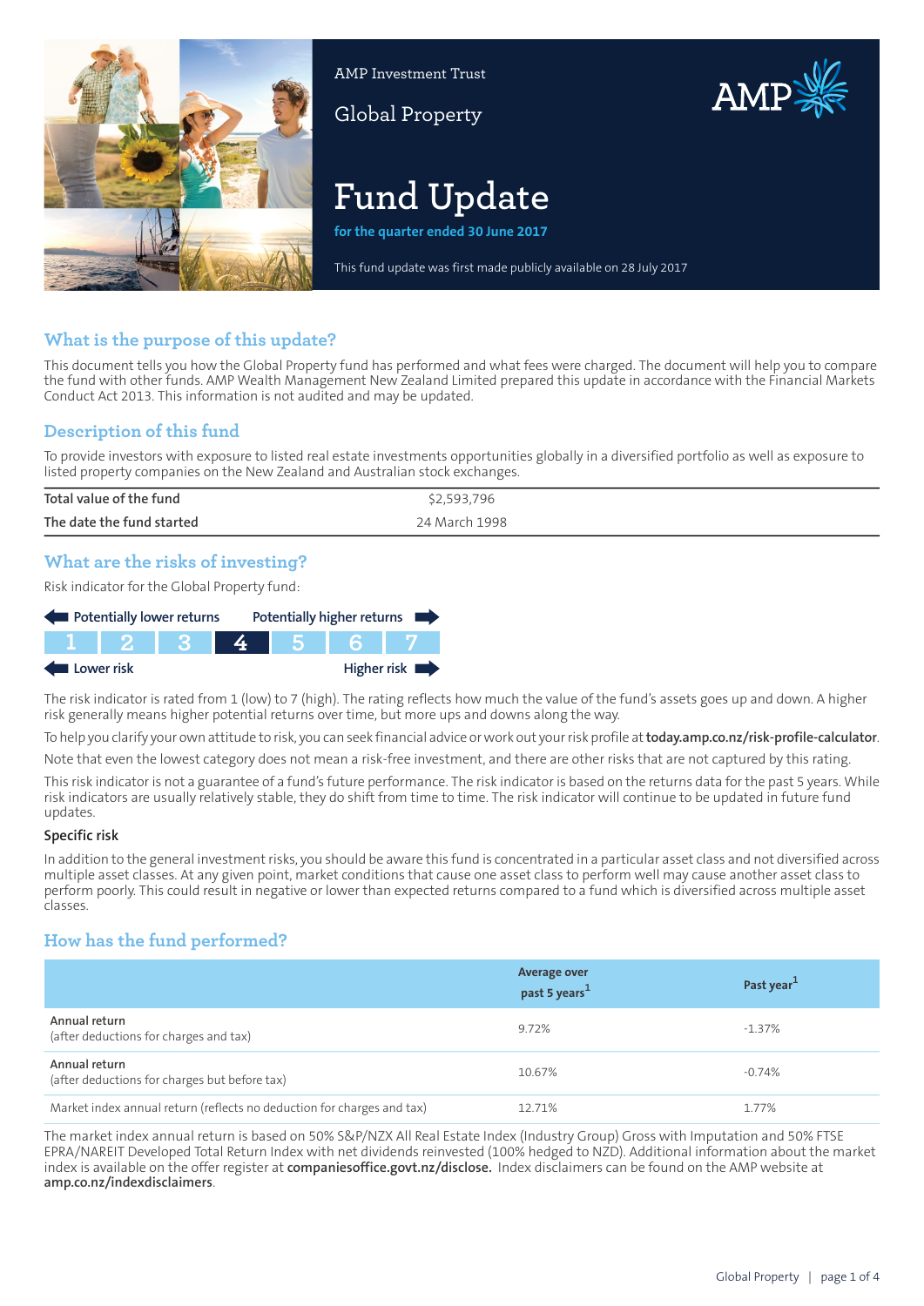AMP Investment Trust

Global Property

# Fund Update

**for the quarter ended 30 June 2017**

This fund update was first made publicly available on 28 July 2017

## What is the purpose of this update?

This document tells you how the Global Property fund has performed and what fees were charged. The document will help you to compare the fund with other funds. AMP Wealth Management New Zealand Limited prepared this update in accordance with the Financial Markets Conduct Act 2013. This information is not audited and may be updated.

## Description of this fund

To provide investors with exposure to listed real estate investments opportunities globally in a diversified portfolio as well as exposure to listed property companies on the New Zealand and Australian stock exchanges.

| | |
|---|---|
| Total value of the fund | $2,593,796 |
| The date the fund started | 24 March 1998 |

## What are the risks of investing?

Risk indicator for the Global Property fund:

Potentially lower returns — Potentially higher returns

| 1 | 2 | 3 | **4** | 5 | 6 | 7 |
|---|---|---|---|---|---|---|

Lower risk — Higher risk

The risk indicator is rated from 1 (low) to 7 (high). The rating reflects how much the value of the fund's assets goes up and down. A higher risk generally means higher potential returns over time, but more ups and downs along the way.

To help you clarify your own attitude to risk, you can seek financial advice or work out your risk profile at **today.amp.co.nz/risk-profile-calculator**.

Note that even the lowest category does not mean a risk-free investment, and there are other risks that are not captured by this rating.

This risk indicator is not a guarantee of a fund's future performance. The risk indicator is based on the returns data for the past 5 years. While risk indicators are usually relatively stable, they do shift from time to time. The risk indicator will continue to be updated in future fund updates.

### Specific risk

In addition to the general investment risks, you should be aware this fund is concentrated in a particular asset class and not diversified across multiple asset classes. At any given point, market conditions that cause one asset class to perform well may cause another asset class to perform poorly. This could result in negative or lower than expected returns compared to a fund which is diversified across multiple asset classes.

## How has the fund performed?

| | Average over past 5 years[1] | Past year[1] |
|---|---|---|
| Annual return (after deductions for charges and tax) | 9.72% | -1.37% |
| Annual return (after deductions for charges but before tax) | 10.67% | -0.74% |
| Market index annual return (reflects no deduction for charges and tax) | 12.71% | 1.77% |

The market index annual return is based on 50% S&P/NZX All Real Estate Index (Industry Group) Gross with Imputation and 50% FTSE EPRA/NAREIT Developed Total Return Index with net dividends reinvested (100% hedged to NZD). Additional information about the market index is available on the offer register at **companiesoffice.govt.nz/disclose.** Index disclaimers can be found on the AMP website at **amp.co.nz/indexdisclaimers**.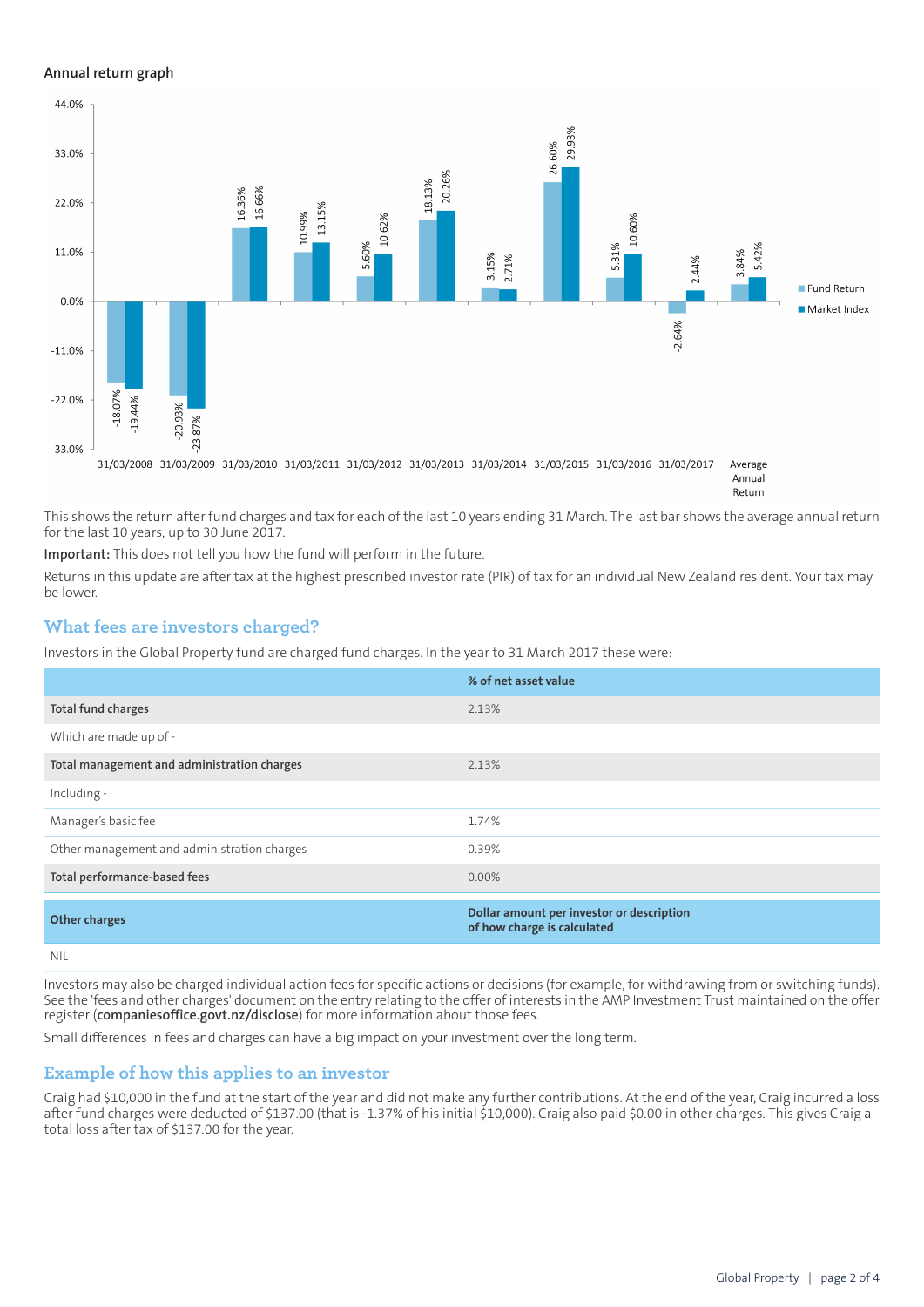Annual return graph

| Year | Fund Return | Market Index |
|---|---|---|
| 31/03/2008 | -18.07% | -19.44% |
| 31/03/2009 | -20.93% | -23.87% |
| 31/03/2010 | 16.36% | 16.66% |
| 31/03/2011 | 10.99% | 13.15% |
| 31/03/2012 | 5.60% | 10.62% |
| 31/03/2013 | 18.13% | 20.26% |
| 31/03/2014 | 3.15% | 2.71% |
| 31/03/2015 | 26.60% | 29.93% |
| 31/03/2016 | 5.31% | 10.60% |
| 31/03/2017 | -2.64% | 2.44% |
| Average Annual Return | 3.84% | 5.42% |

This shows the return after fund charges and tax for each of the last 10 years ending 31 March. The last bar shows the average annual return for the last 10 years, up to 30 June 2017.

**Important:** This does not tell you how the fund will perform in the future.

Returns in this update are after tax at the highest prescribed investor rate (PIR) of tax for an individual New Zealand resident. Your tax may be lower.

## What fees are investors charged?

Investors in the Global Property fund are charged fund charges. In the year to 31 March 2017 these were:

| | % of net asset value |
|---|---|
| **Total fund charges** | 2.13% |
| Which are made up of - | |
| **Total management and administration charges** | 2.13% |
| Including - | |
| Manager's basic fee | 1.74% |
| Other management and administration charges | 0.39% |
| **Total performance-based fees** | 0.00% |
| **Other charges** | **Dollar amount per investor or description of how charge is calculated** |
| NIL | |

Investors may also be charged individual action fees for specific actions or decisions (for example, for withdrawing from or switching funds). See the 'fees and other charges' document on the entry relating to the offer of interests in the AMP Investment Trust maintained on the offer register (**companiesoffice.govt.nz/disclose**) for more information about those fees.

Small differences in fees and charges can have a big impact on your investment over the long term.

## Example of how this applies to an investor

Craig had $10,000 in the fund at the start of the year and did not make any further contributions. At the end of the year, Craig incurred a loss after fund charges were deducted of $137.00 (that is -1.37% of his initial $10,000). Craig also paid $0.00 in other charges. This gives Craig a total loss after tax of $137.00 for the year.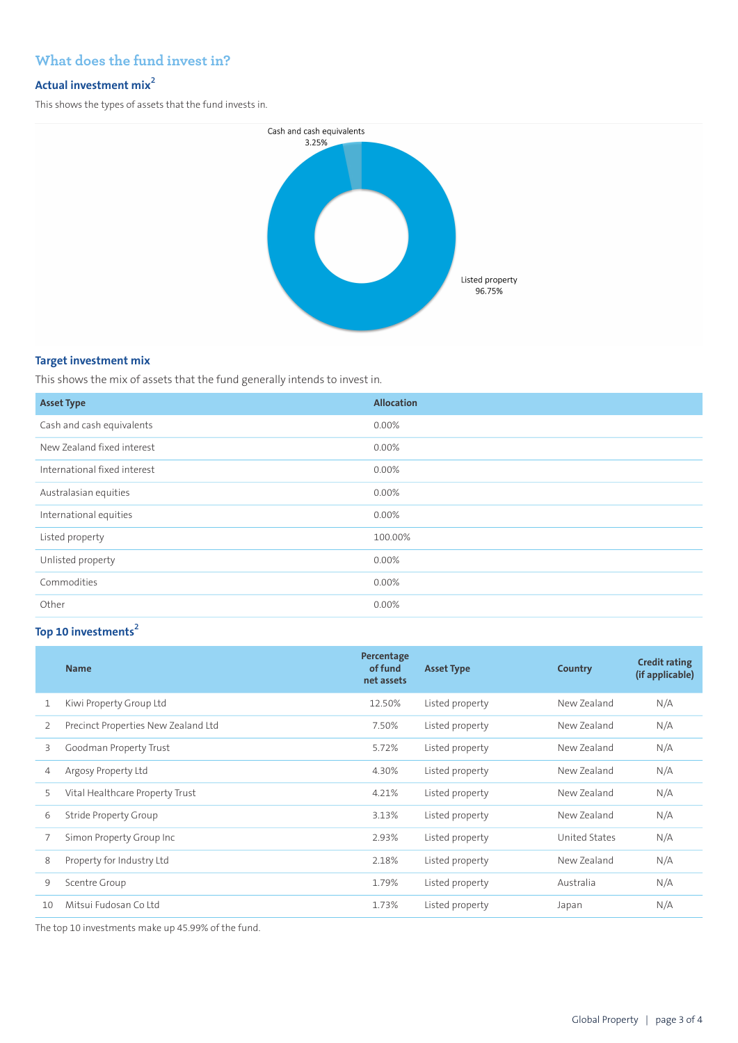## What does the fund invest in?

### Actual investment mix[2]

This shows the types of assets that the fund invests in.

Cash and cash equivalents 3.25%

Listed property 96.75%

### Target investment mix

This shows the mix of assets that the fund generally intends to invest in.

| Asset Type | Allocation |
|---|---|
| Cash and cash equivalents | 0.00% |
| New Zealand fixed interest | 0.00% |
| International fixed interest | 0.00% |
| Australasian equities | 0.00% |
| International equities | 0.00% |
| Listed property | 100.00% |
| Unlisted property | 0.00% |
| Commodities | 0.00% |
| Other | 0.00% |

### Top 10 investments[2]

| | Name | Percentage of fund net assets | Asset Type | Country | Credit rating (if applicable) |
|---|---|---|---|---|---|
| 1 | Kiwi Property Group Ltd | 12.50% | Listed property | New Zealand | N/A |
| 2 | Precinct Properties New Zealand Ltd | 7.50% | Listed property | New Zealand | N/A |
| 3 | Goodman Property Trust | 5.72% | Listed property | New Zealand | N/A |
| 4 | Argosy Property Ltd | 4.30% | Listed property | New Zealand | N/A |
| 5 | Vital Healthcare Property Trust | 4.21% | Listed property | New Zealand | N/A |
| 6 | Stride Property Group | 3.13% | Listed property | New Zealand | N/A |
| 7 | Simon Property Group Inc | 2.93% | Listed property | United States | N/A |
| 8 | Property for Industry Ltd | 2.18% | Listed property | New Zealand | N/A |
| 9 | Scentre Group | 1.79% | Listed property | Australia | N/A |
| 10 | Mitsui Fudosan Co Ltd | 1.73% | Listed property | Japan | N/A |

The top 10 investments make up 45.99% of the fund.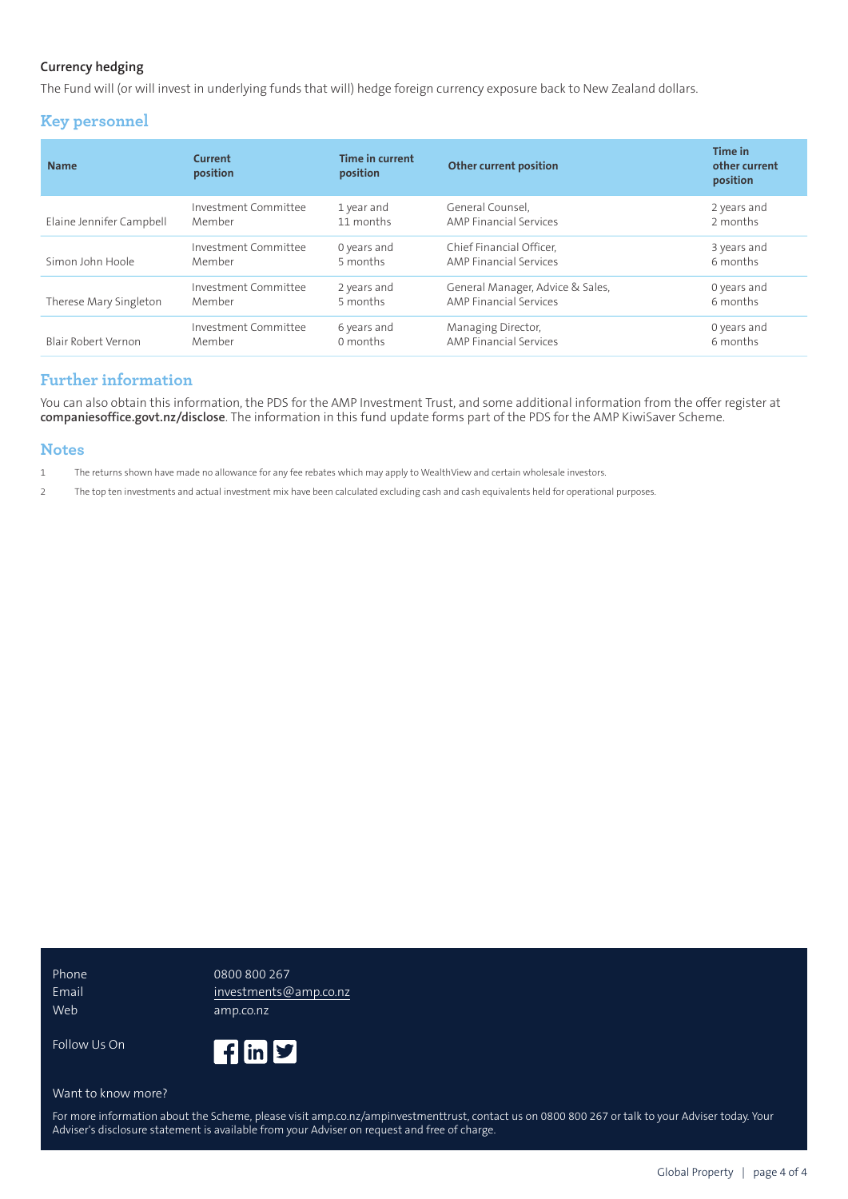**Currency hedging**

The Fund will (or will invest in underlying funds that will) hedge foreign currency exposure back to New Zealand dollars.

## Key personnel

| Name | Current position | Time in current position | Other current position | Time in other current position |
|---|---|---|---|---|
| Elaine Jennifer Campbell | Investment Committee Member | 1 year and 11 months | General Counsel, AMP Financial Services | 2 years and 2 months |
| Simon John Hoole | Investment Committee Member | 0 years and 5 months | Chief Financial Officer, AMP Financial Services | 3 years and 6 months |
| Therese Mary Singleton | Investment Committee Member | 2 years and 5 months | General Manager, Advice & Sales, AMP Financial Services | 0 years and 6 months |
| Blair Robert Vernon | Investment Committee Member | 6 years and 0 months | Managing Director, AMP Financial Services | 0 years and 6 months |

## Further information

You can also obtain this information, the PDS for the AMP Investment Trust, and some additional information from the offer register at **companiesoffice.govt.nz/disclose**. The information in this fund update forms part of the PDS for the AMP KiwiSaver Scheme.

## Notes

1 The returns shown have made no allowance for any fee rebates which may apply to WealthView and certain wholesale investors.

2 The top ten investments and actual investment mix have been calculated excluding cash and cash equivalents held for operational purposes.

Phone 0800 800 267
Email investments@amp.co.nz
Web amp.co.nz

Follow Us On

Want to know more?

For more information about the Scheme, please visit amp.co.nz/ampinvestmenttrust, contact us on 0800 800 267 or talk to your Adviser today. Your Adviser's disclosure statement is available from your Adviser on request and free of charge.